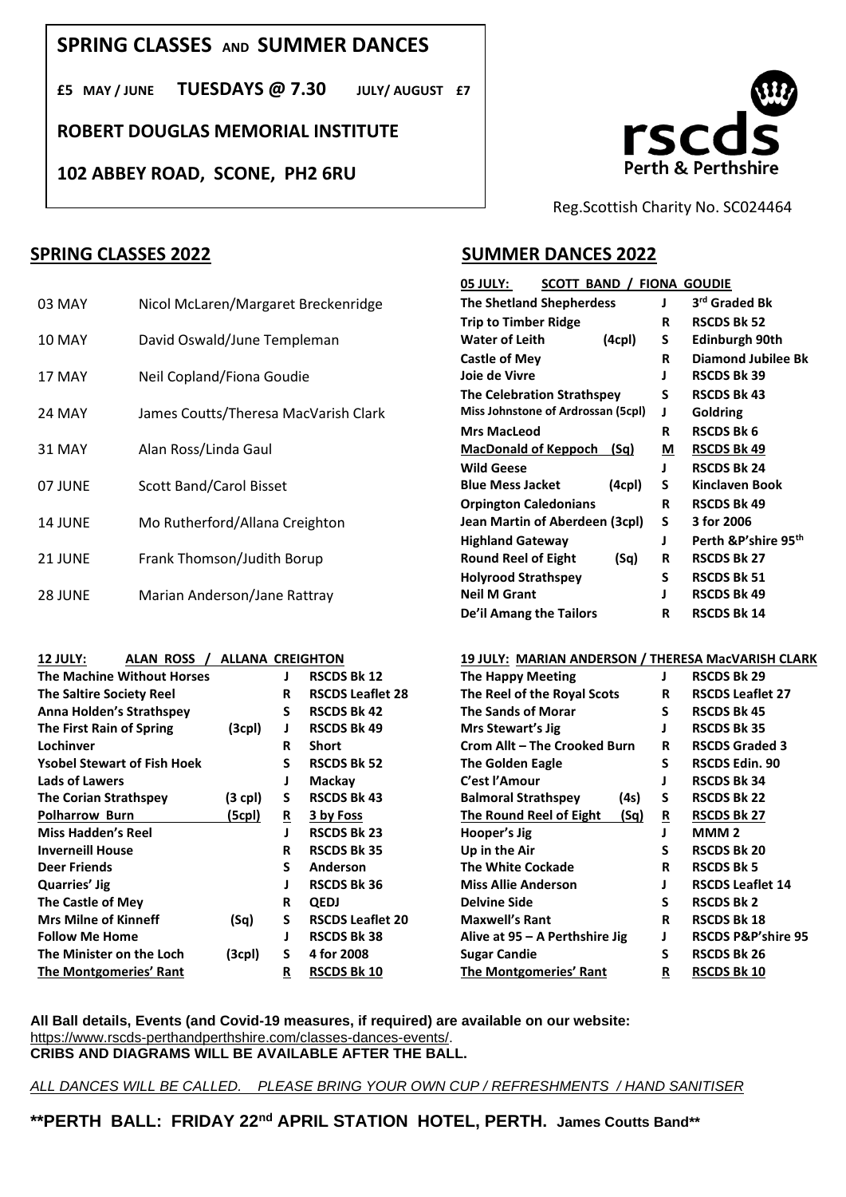# SPRING CLASSES AND SUMMER DANCES

**£5 MAY / JUNE TUESDAYS @ 7.30 JULY/ AUGUST £7**

**ROBERT DOUGLAS MEMORIAL INSTITUTE**

**102 ABBEY ROAD, SCONE, PH2 6RU**

rscds Perth & Perthshire

Reg.Scottish Charity No. SC024464

## SPRING CLASSES 2022

| Date | Band/Teacher |
|---|---|
| 03 MAY | Nicol McLaren/Margaret Breckenridge |
| 10 MAY | David Oswald/June Templeman |
| 17 MAY | Neil Copland/Fiona Goudie |
| 24 MAY | James Coutts/Theresa MacVarish Clark |
| 31 MAY | Alan Ross/Linda Gaul |
| 07 JUNE | Scott Band/Carol Bisset |
| 14 JUNE | Mo Rutherford/Allana Creighton |
| 21 JUNE | Frank Thomson/Judith Borup |
| 28 JUNE | Marian Anderson/Jane Rattray |

## SUMMER DANCES 2022

**05 JULY: SCOTT BAND / FIONA GOUDIE**

| Dance | | Type | Source |
|---|---|---|---|
| The Shetland Shepherdess | | J | 3rd Graded Bk |
| Trip to Timber Ridge | | R | RSCDS Bk 52 |
| Water of Leith | (4cpl) | S | Edinburgh 90th |
| Castle of Mey | | R | Diamond Jubilee Bk |
| Joie de Vivre | | J | RSCDS Bk 39 |
| The Celebration Strathspey | | S | RSCDS Bk 43 |
| Miss Johnstone of Ardrossan (5cpl) | | J | Goldring |
| Mrs MacLeod | | R | RSCDS Bk 6 |
| MacDonald of Keppoch | (Sq) | M | RSCDS Bk 49 |
| Wild Geese | | J | RSCDS Bk 24 |
| Blue Mess Jacket | (4cpl) | S | Kinclaven Book |
| Orpington Caledonians | | R | RSCDS Bk 49 |
| Jean Martin of Aberdeen (3cpl) | | S | 3 for 2006 |
| Highland Gateway | | J | Perth &P'shire 95th |
| Round Reel of Eight | (Sq) | R | RSCDS Bk 27 |
| Holyrood Strathspey | | S | RSCDS Bk 51 |
| Neil M Grant | | J | RSCDS Bk 49 |
| De'il Amang the Tailors | | R | RSCDS Bk 14 |

**12 JULY: ALAN ROSS / ALLANA CREIGHTON**

| Dance | | Type | Source |
|---|---|---|---|
| The Machine Without Horses | | J | RSCDS Bk 12 |
| The Saltire Society Reel | | R | RSCDS Leaflet 28 |
| Anna Holden's Strathspey | | S | RSCDS Bk 42 |
| The First Rain of Spring | (3cpl) | J | RSCDS Bk 49 |
| Lochinver | | R | Short |
| Ysobel Stewart of Fish Hoek | | S | RSCDS Bk 52 |
| Lads of Lawers | | J | Mackay |
| The Corian Strathspey | (3 cpl) | S | RSCDS Bk 43 |
| Polharrow Burn | (5cpl) | R | 3 by Foss |
| Miss Hadden's Reel | | J | RSCDS Bk 23 |
| Inverneill House | | R | RSCDS Bk 35 |
| Deer Friends | | S | Anderson |
| Quarries' Jig | | J | RSCDS Bk 36 |
| The Castle of Mey | | R | QEDJ |
| Mrs Milne of Kinneff | (Sq) | S | RSCDS Leaflet 20 |
| Follow Me Home | | J | RSCDS Bk 38 |
| The Minister on the Loch | (3cpl) | S | 4 for 2008 |
| The Montgomeries' Rant | | R | RSCDS Bk 10 |

**19 JULY: MARIAN ANDERSON / THERESA MacVARISH CLARK**

| Dance | | Type | Source |
|---|---|---|---|
| The Happy Meeting | | J | RSCDS Bk 29 |
| The Reel of the Royal Scots | | R | RSCDS Leaflet 27 |
| The Sands of Morar | | S | RSCDS Bk 45 |
| Mrs Stewart's Jig | | J | RSCDS Bk 35 |
| Crom Allt – The Crooked Burn | | R | RSCDS Graded 3 |
| The Golden Eagle | | S | RSCDS Edin. 90 |
| C'est l'Amour | | J | RSCDS Bk 34 |
| Balmoral Strathspey | (4s) | S | RSCDS Bk 22 |
| The Round Reel of Eight | (Sq) | R | RSCDS Bk 27 |
| Hooper's Jig | | J | MMM 2 |
| Up in the Air | | S | RSCDS Bk 20 |
| The White Cockade | | R | RSCDS Bk 5 |
| Miss Allie Anderson | | J | RSCDS Leaflet 14 |
| Delvine Side | | S | RSCDS Bk 2 |
| Maxwell's Rant | | R | RSCDS Bk 18 |
| Alive at 95 – A Perthshire Jig | | J | RSCDS P&P'shire 95 |
| Sugar Candie | | S | RSCDS Bk 26 |
| The Montgomeries' Rant | | R | RSCDS Bk 10 |

**All Ball details, Events (and Covid-19 measures, if required) are available on our website:**
https://www.rscds-perthandperthshire.com/classes-dances-events/.
**CRIBS AND DIAGRAMS WILL BE AVAILABLE AFTER THE BALL.**

*ALL DANCES WILL BE CALLED. PLEASE BRING YOUR OWN CUP / REFRESHMENTS / HAND SANITISER*

**\*\*PERTH BALL: FRIDAY 22nd APRIL STATION HOTEL, PERTH. James Coutts Band\*\***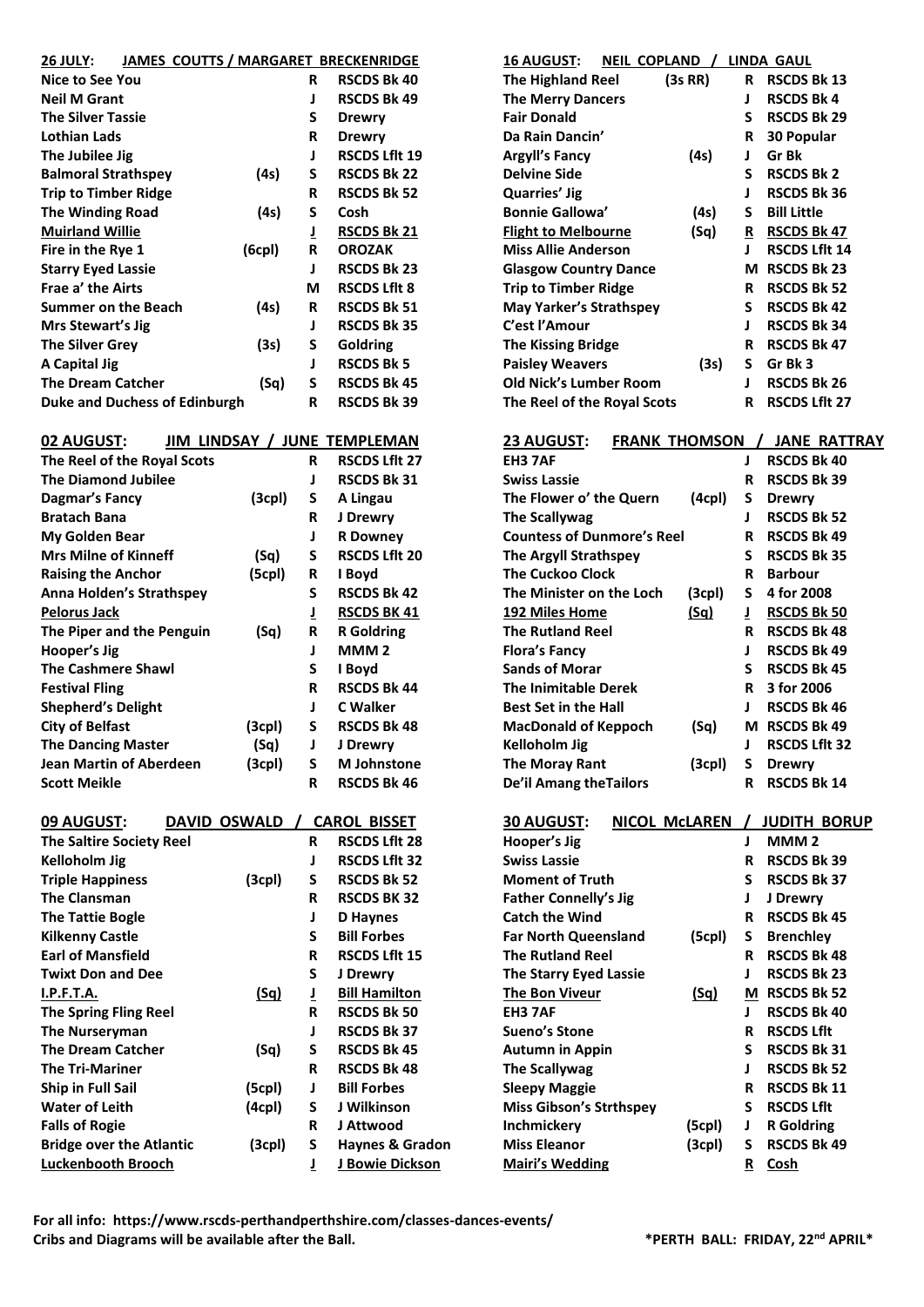## 26 JULY: JAMES COUTTS / MARGARET BRECKENRIDGE

| | | | |
|---|---|---|---|
| Nice to See You | | R | RSCDS Bk 40 |
| Neil M Grant | | J | RSCDS Bk 49 |
| The Silver Tassie | | S | Drewry |
| Lothian Lads | | R | Drewry |
| The Jubilee Jig | | J | RSCDS Lflt 19 |
| Balmoral Strathspey | (4s) | S | RSCDS Bk 22 |
| Trip to Timber Ridge | | R | RSCDS Bk 52 |
| The Winding Road | (4s) | S | Cosh |
| Muirland Willie | | J | RSCDS Bk 21 |
| Fire in the Rye 1 | (6cpl) | R | OROZAK |
| Starry Eyed Lassie | | J | RSCDS Bk 23 |
| Frae a' the Airts | | M | RSCDS Lflt 8 |
| Summer on the Beach | (4s) | R | RSCDS Bk 51 |
| Mrs Stewart's Jig | | J | RSCDS Bk 35 |
| The Silver Grey | (3s) | S | Goldring |
| A Capital Jig | | J | RSCDS Bk 5 |
| The Dream Catcher | (Sq) | S | RSCDS Bk 45 |
| Duke and Duchess of Edinburgh | | R | RSCDS Bk 39 |

## 02 AUGUST: JIM LINDSAY / JUNE TEMPLEMAN

| | | | |
|---|---|---|---|
| The Reel of the Royal Scots | | R | RSCDS Lflt 27 |
| The Diamond Jubilee | | J | RSCDS Bk 31 |
| Dagmar's Fancy | (3cpl) | S | A Lingau |
| Bratach Bana | | R | J Drewry |
| My Golden Bear | | J | R Downey |
| Mrs Milne of Kinneff | (Sq) | S | RSCDS Lflt 20 |
| Raising the Anchor | (5cpl) | R | I Boyd |
| Anna Holden's Strathspey | | S | RSCDS Bk 42 |
| Pelorus Jack | | J | RSCDS BK 41 |
| The Piper and the Penguin | (Sq) | R | R Goldring |
| Hooper's Jig | | J | MMM 2 |
| The Cashmere Shawl | | S | I Boyd |
| Festival Fling | | R | RSCDS Bk 44 |
| Shepherd's Delight | | J | C Walker |
| City of Belfast | (3cpl) | S | RSCDS Bk 48 |
| The Dancing Master | (Sq) | J | J Drewry |
| Jean Martin of Aberdeen | (3cpl) | S | M Johnstone |
| Scott Meikle | | R | RSCDS Bk 46 |

## 09 AUGUST: DAVID OSWALD / CAROL BISSET

| | | | |
|---|---|---|---|
| The Saltire Society Reel | | R | RSCDS Lflt 28 |
| Kelloholm Jig | | J | RSCDS Lflt 32 |
| Triple Happiness | (3cpl) | S | RSCDS Bk 52 |
| The Clansman | | R | RSCDS BK 32 |
| The Tattie Bogle | | J | D Haynes |
| Kilkenny Castle | | S | Bill Forbes |
| Earl of Mansfield | | R | RSCDS Lflt 15 |
| Twixt Don and Dee | | S | J Drewry |
| I.P.F.T.A. | (Sq) | J | Bill Hamilton |
| The Spring Fling Reel | | R | RSCDS Bk 50 |
| The Nurseryman | | J | RSCDS Bk 37 |
| The Dream Catcher | (Sq) | S | RSCDS Bk 45 |
| The Tri-Mariner | | R | RSCDS Bk 48 |
| Ship in Full Sail | (5cpl) | J | Bill Forbes |
| Water of Leith | (4cpl) | S | J Wilkinson |
| Falls of Rogie | | R | J Attwood |
| Bridge over the Atlantic | (3cpl) | S | Haynes & Gradon |
| Luckenbooth Brooch | | J | J Bowie Dickson |

## 16 AUGUST: NEIL COPLAND / LINDA GAUL

| | | | |
|---|---|---|---|
| The Highland Reel | (3s RR) | R | RSCDS Bk 13 |
| The Merry Dancers | | J | RSCDS Bk 4 |
| Fair Donald | | S | RSCDS Bk 29 |
| Da Rain Dancin' | | R | 30 Popular |
| Argyll's Fancy | (4s) | J | Gr Bk |
| Delvine Side | | S | RSCDS Bk 2 |
| Quarries' Jig | | J | RSCDS Bk 36 |
| Bonnie Gallowa' | (4s) | S | Bill Little |
| Flight to Melbourne | (Sq) | R | RSCDS Bk 47 |
| Miss Allie Anderson | | J | RSCDS Lflt 14 |
| Glasgow Country Dance | | M | RSCDS Bk 23 |
| Trip to Timber Ridge | | R | RSCDS Bk 52 |
| May Yarker's Strathspey | | S | RSCDS Bk 42 |
| C'est l'Amour | | J | RSCDS Bk 34 |
| The Kissing Bridge | | R | RSCDS Bk 47 |
| Paisley Weavers | (3s) | S | Gr Bk 3 |
| Old Nick's Lumber Room | | J | RSCDS Bk 26 |
| The Reel of the Royal Scots | | R | RSCDS Lflt 27 |

## 23 AUGUST: FRANK THOMSON / JANE RATTRAY

| | | | |
|---|---|---|---|
| EH3 7AF | | J | RSCDS Bk 40 |
| Swiss Lassie | | R | RSCDS Bk 39 |
| The Flower o' the Quern | (4cpl) | S | Drewry |
| The Scallywag | | J | RSCDS Bk 52 |
| Countess of Dunmore's Reel | | R | RSCDS Bk 49 |
| The Argyll Strathspey | | S | RSCDS Bk 35 |
| The Cuckoo Clock | | R | Barbour |
| The Minister on the Loch | (3cpl) | S | 4 for 2008 |
| 192 Miles Home | (Sq) | J | RSCDS Bk 50 |
| The Rutland Reel | | R | RSCDS Bk 48 |
| Flora's Fancy | | J | RSCDS Bk 49 |
| Sands of Morar | | S | RSCDS Bk 45 |
| The Inimitable Derek | | R | 3 for 2006 |
| Best Set in the Hall | | J | RSCDS Bk 46 |
| MacDonald of Keppoch | (Sq) | M | RSCDS Bk 49 |
| Kelloholm Jig | | J | RSCDS Lflt 32 |
| The Moray Rant | (3cpl) | S | Drewry |
| De'il Amang theTailors | | R | RSCDS Bk 14 |

## 30 AUGUST: NICOL McLAREN / JUDITH BORUP

| | | | |
|---|---|---|---|
| Hooper's Jig | | J | MMM 2 |
| Swiss Lassie | | R | RSCDS Bk 39 |
| Moment of Truth | | S | RSCDS Bk 37 |
| Father Connelly's Jig | | J | J Drewry |
| Catch the Wind | | R | RSCDS Bk 45 |
| Far North Queensland | (5cpl) | S | Brenchley |
| The Rutland Reel | | R | RSCDS Bk 48 |
| The Starry Eyed Lassie | | J | RSCDS Bk 23 |
| The Bon Viveur | (Sq) | M | RSCDS Bk 52 |
| EH3 7AF | | J | RSCDS Bk 40 |
| Sueno's Stone | | R | RSCDS Lflt |
| Autumn in Appin | | S | RSCDS Bk 31 |
| The Scallywag | | J | RSCDS Bk 52 |
| Sleepy Maggie | | R | RSCDS Bk 11 |
| Miss Gibson's Strthspey | | S | RSCDS Lflt |
| Inchmickery | (5cpl) | J | R Goldring |
| Miss Eleanor | (3cpl) | S | RSCDS Bk 49 |
| Mairi's Wedding | | R | Cosh |

**For all info: https://www.rscds-perthandperthshire.com/classes-dances-events/**
**Cribs and Diagrams will be available after the Ball.**

**\*PERTH BALL: FRIDAY, 22nd APRIL\***